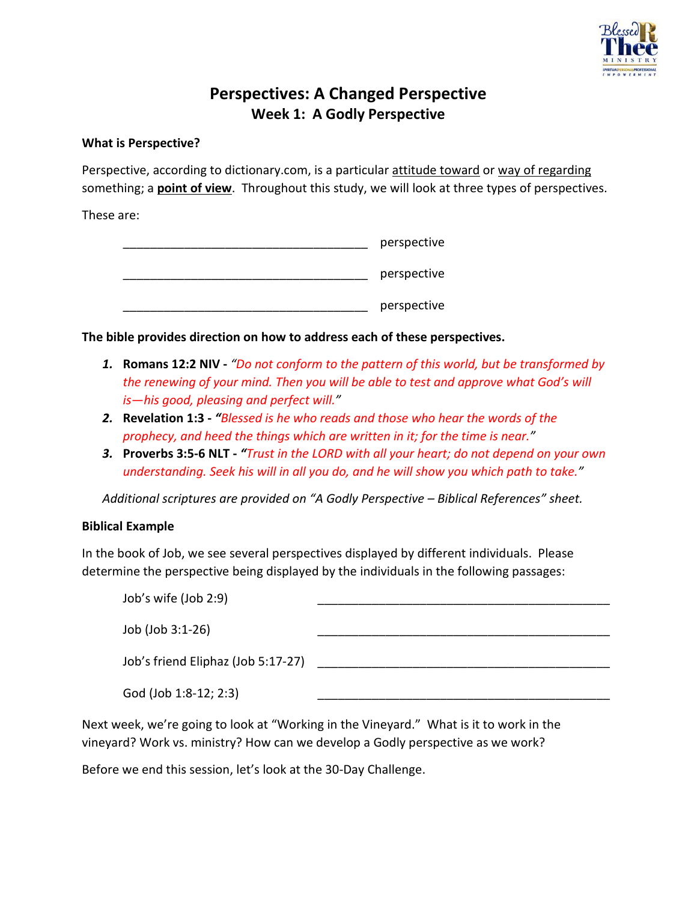# Perspectives: A Changed Perspective

## Week 1: A Godly Perspective

**What is Perspective?**

Perspective, according to dictionary.com, is a particular attitude toward or way of regarding something; a **point of view**. Throughout this study, we will look at three types of perspectives.

These are:

_____________________________________ perspective

_____________________________________ perspective

_____________________________________ perspective

**The bible provides direction on how to address each of these perspectives.**

1. **Romans 12:2 NIV -** *"Do not conform to the pattern of this world, but be transformed by the renewing of your mind. Then you will be able to test and approve what God's will is—his good, pleasing and perfect will."*
2. **Revelation 1:3 - "***Blessed is he who reads and those who hear the words of the prophecy, and heed the things which are written in it; for the time is near."*
3. **Proverbs 3:5-6 NLT - "***Trust in the LORD with all your heart; do not depend on your own understanding. Seek his will in all you do, and he will show you which path to take."*

*Additional scriptures are provided on "A Godly Perspective – Biblical References" sheet.*

**Biblical Example**

In the book of Job, we see several perspectives displayed by different individuals. Please determine the perspective being displayed by the individuals in the following passages:

Job's wife (Job 2:9) ____________________________________________

Job (Job 3:1-26) ____________________________________________

Job's friend Eliphaz (Job 5:17-27) ____________________________________________

God (Job 1:8-12; 2:3) ____________________________________________

Next week, we're going to look at "Working in the Vineyard." What is it to work in the vineyard? Work vs. ministry? How can we develop a Godly perspective as we work?

Before we end this session, let's look at the 30-Day Challenge.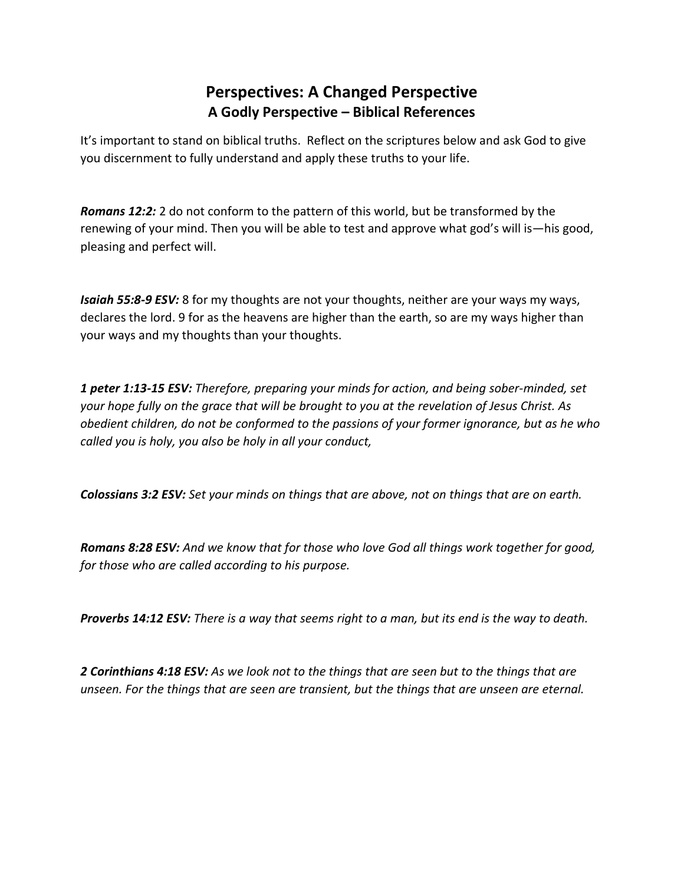## Perspectives: A Changed Perspective
### A Godly Perspective – Biblical References

It's important to stand on biblical truths. Reflect on the scriptures below and ask God to give you discernment to fully understand and apply these truths to your life.

***Romans 12:2:*** 2 do not conform to the pattern of this world, but be transformed by the renewing of your mind. Then you will be able to test and approve what god's will is—his good, pleasing and perfect will.

***Isaiah 55:8-9 ESV:*** 8 for my thoughts are not your thoughts, neither are your ways my ways, declares the lord. 9 for as the heavens are higher than the earth, so are my ways higher than your ways and my thoughts than your thoughts.

***1 peter 1:13-15 ESV:*** *Therefore, preparing your minds for action, and being sober-minded, set your hope fully on the grace that will be brought to you at the revelation of Jesus Christ. As obedient children, do not be conformed to the passions of your former ignorance, but as he who called you is holy, you also be holy in all your conduct,*

***Colossians 3:2 ESV:*** *Set your minds on things that are above, not on things that are on earth.*

***Romans 8:28 ESV:*** *And we know that for those who love God all things work together for good, for those who are called according to his purpose.*

***Proverbs 14:12 ESV:*** *There is a way that seems right to a man, but its end is the way to death.*

***2 Corinthians 4:18 ESV:*** *As we look not to the things that are seen but to the things that are unseen. For the things that are seen are transient, but the things that are unseen are eternal.*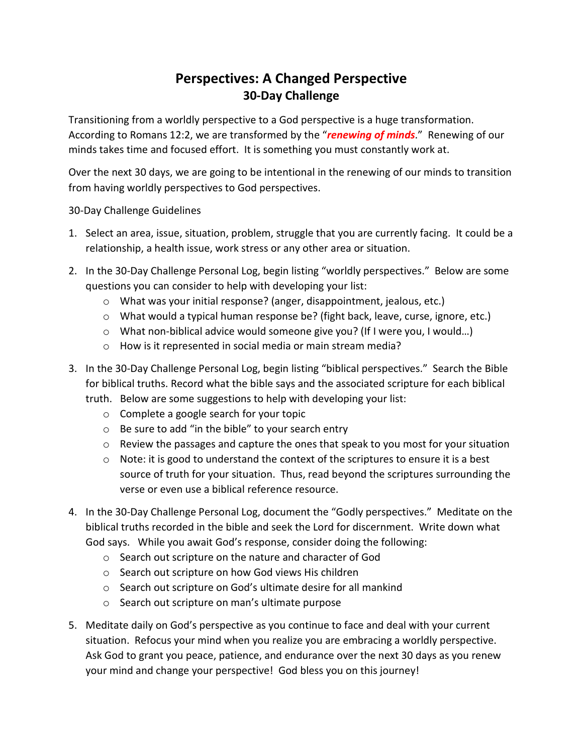# Perspectives: A Changed Perspective
## 30-Day Challenge

Transitioning from a worldly perspective to a God perspective is a huge transformation. According to Romans 12:2, we are transformed by the "***renewing of minds***." Renewing of our minds takes time and focused effort. It is something you must constantly work at.

Over the next 30 days, we are going to be intentional in the renewing of our minds to transition from having worldly perspectives to God perspectives.

30-Day Challenge Guidelines

1. Select an area, issue, situation, problem, struggle that you are currently facing. It could be a relationship, a health issue, work stress or any other area or situation.

2. In the 30-Day Challenge Personal Log, begin listing "worldly perspectives." Below are some questions you can consider to help with developing your list:
   - What was your initial response? (anger, disappointment, jealous, etc.)
   - What would a typical human response be? (fight back, leave, curse, ignore, etc.)
   - What non-biblical advice would someone give you? (If I were you, I would…)
   - How is it represented in social media or main stream media?

3. In the 30-Day Challenge Personal Log, begin listing "biblical perspectives." Search the Bible for biblical truths. Record what the bible says and the associated scripture for each biblical truth. Below are some suggestions to help with developing your list:
   - Complete a google search for your topic
   - Be sure to add "in the bible" to your search entry
   - Review the passages and capture the ones that speak to you most for your situation
   - Note: it is good to understand the context of the scriptures to ensure it is a best source of truth for your situation. Thus, read beyond the scriptures surrounding the verse or even use a biblical reference resource.

4. In the 30-Day Challenge Personal Log, document the "Godly perspectives." Meditate on the biblical truths recorded in the bible and seek the Lord for discernment. Write down what God says. While you await God's response, consider doing the following:
   - Search out scripture on the nature and character of God
   - Search out scripture on how God views His children
   - Search out scripture on God's ultimate desire for all mankind
   - Search out scripture on man's ultimate purpose

5. Meditate daily on God's perspective as you continue to face and deal with your current situation. Refocus your mind when you realize you are embracing a worldly perspective. Ask God to grant you peace, patience, and endurance over the next 30 days as you renew your mind and change your perspective! God bless you on this journey!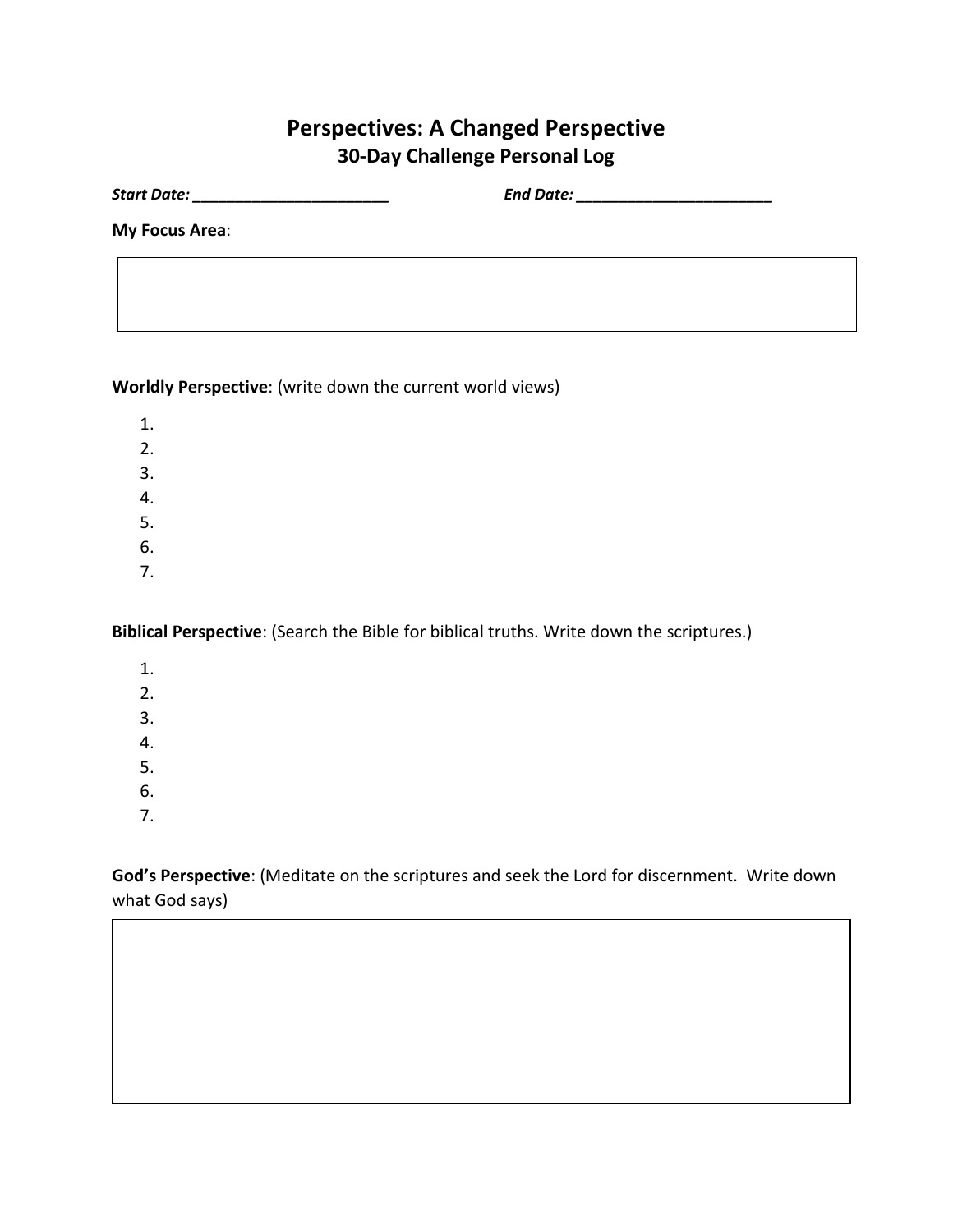# Perspectives: A Changed Perspective

## 30-Day Challenge Personal Log

***Start Date: _______________________*** ***End Date: _______________________***

**My Focus Area**:

**Worldly Perspective**: (write down the current world views)

1. 
2. 
3. 
4. 
5. 
6. 
7. 

**Biblical Perspective**: (Search the Bible for biblical truths. Write down the scriptures.)

1. 
2. 
3. 
4. 
5. 
6. 
7. 

**God's Perspective**: (Meditate on the scriptures and seek the Lord for discernment. Write down what God says)